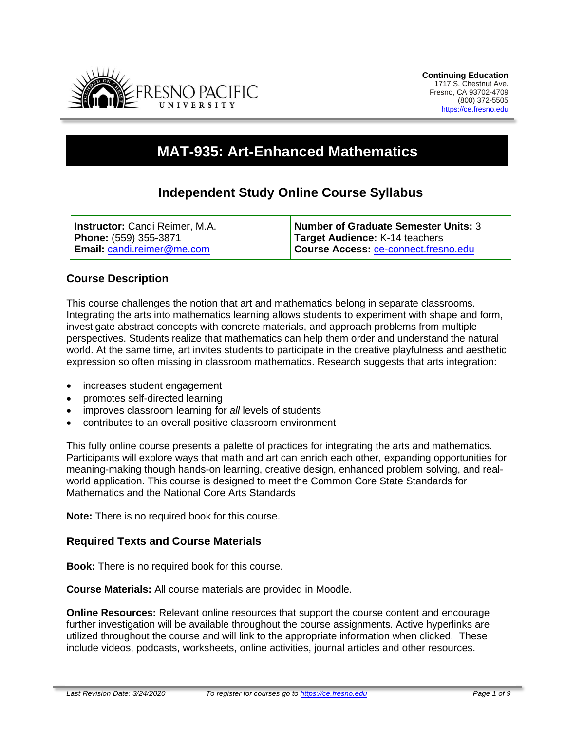**Continuing Education**
1717 S. Chestnut Ave.
Fresno, CA 93702-4709
(800) 372-5505
https://ce.fresno.edu

# MAT-935: Art-Enhanced Mathematics

## Independent Study Online Course Syllabus

| **Instructor:** Candi Reimer, M.A.<br>**Phone:** (559) 355-3871<br>**Email:** candi.reimer@me.com | **Number of Graduate Semester Units:** 3<br>**Target Audience:** K-14 teachers<br>**Course Access:** ce-connect.fresno.edu |
|---|---|

### Course Description

This course challenges the notion that art and mathematics belong in separate classrooms. Integrating the arts into mathematics learning allows students to experiment with shape and form, investigate abstract concepts with concrete materials, and approach problems from multiple perspectives. Students realize that mathematics can help them order and understand the natural world. At the same time, art invites students to participate in the creative playfulness and aesthetic expression so often missing in classroom mathematics. Research suggests that arts integration:

- increases student engagement
- promotes self-directed learning
- improves classroom learning for *all* levels of students
- contributes to an overall positive classroom environment

This fully online course presents a palette of practices for integrating the arts and mathematics. Participants will explore ways that math and art can enrich each other, expanding opportunities for meaning-making though hands-on learning, creative design, enhanced problem solving, and real-world application. This course is designed to meet the Common Core State Standards for Mathematics and the National Core Arts Standards

**Note:** There is no required book for this course.

### Required Texts and Course Materials

**Book:** There is no required book for this course.

**Course Materials:** All course materials are provided in Moodle.

**Online Resources:** Relevant online resources that support the course content and encourage further investigation will be available throughout the course assignments. Active hyperlinks are utilized throughout the course and will link to the appropriate information when clicked. These include videos, podcasts, worksheets, online activities, journal articles and other resources.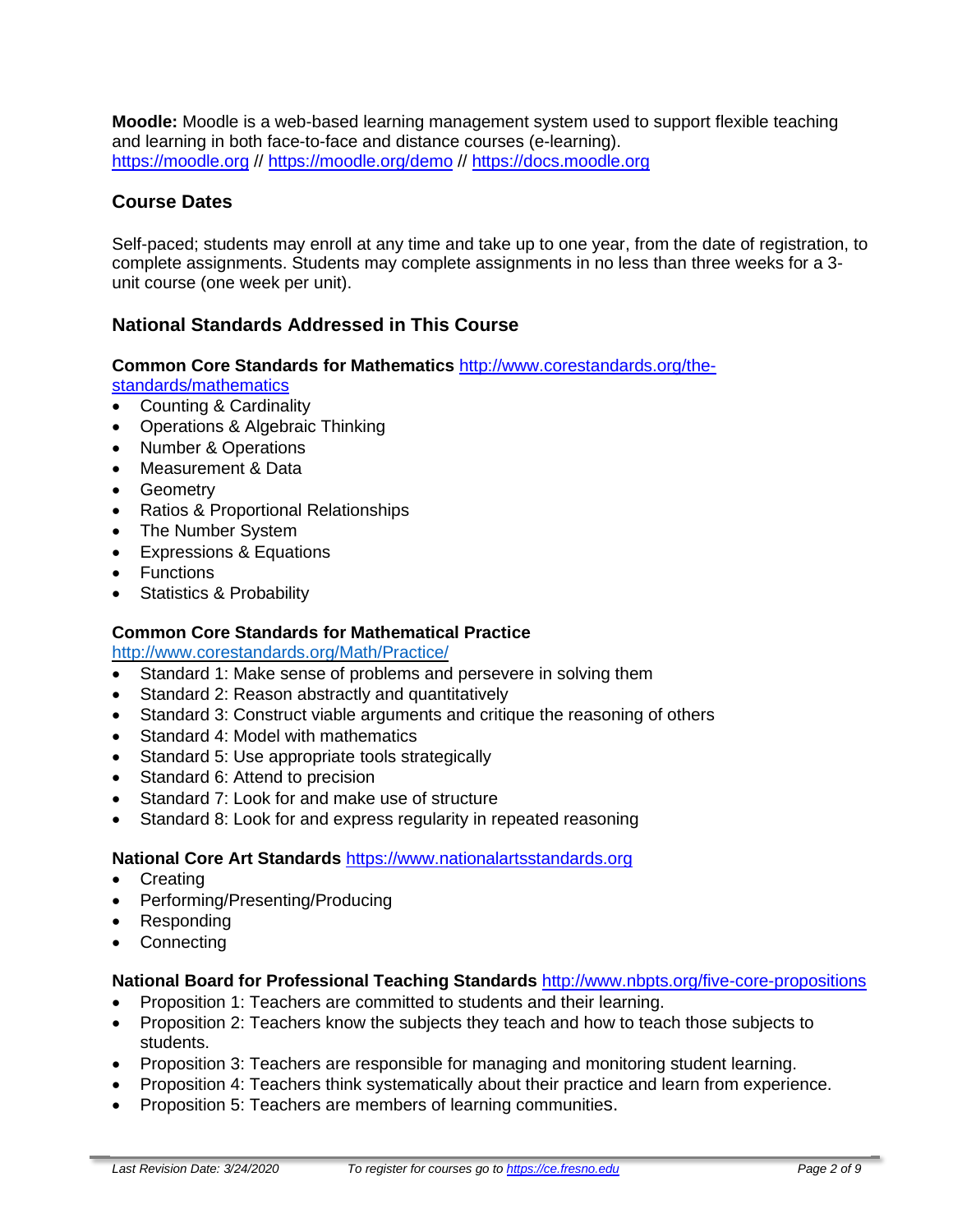**Moodle:** Moodle is a web-based learning management system used to support flexible teaching and learning in both face-to-face and distance courses (e-learning).
https://moodle.org // https://moodle.org/demo // https://docs.moodle.org

## Course Dates

Self-paced; students may enroll at any time and take up to one year, from the date of registration, to complete assignments. Students may complete assignments in no less than three weeks for a 3-unit course (one week per unit).

## National Standards Addressed in This Course

**Common Core Standards for Mathematics** http://www.corestandards.org/the-standards/mathematics

- Counting & Cardinality
- Operations & Algebraic Thinking
- Number & Operations
- Measurement & Data
- Geometry
- Ratios & Proportional Relationships
- The Number System
- Expressions & Equations
- Functions
- Statistics & Probability

**Common Core Standards for Mathematical Practice**
http://www.corestandards.org/Math/Practice/

- Standard 1: Make sense of problems and persevere in solving them
- Standard 2: Reason abstractly and quantitatively
- Standard 3: Construct viable arguments and critique the reasoning of others
- Standard 4: Model with mathematics
- Standard 5: Use appropriate tools strategically
- Standard 6: Attend to precision
- Standard 7: Look for and make use of structure
- Standard 8: Look for and express regularity in repeated reasoning

**National Core Art Standards** https://www.nationalartsstandards.org

- Creating
- Performing/Presenting/Producing
- Responding
- Connecting

**National Board for Professional Teaching Standards** http://www.nbpts.org/five-core-propositions

- Proposition 1: Teachers are committed to students and their learning.
- Proposition 2: Teachers know the subjects they teach and how to teach those subjects to students.
- Proposition 3: Teachers are responsible for managing and monitoring student learning.
- Proposition 4: Teachers think systematically about their practice and learn from experience.
- Proposition 5: Teachers are members of learning communities.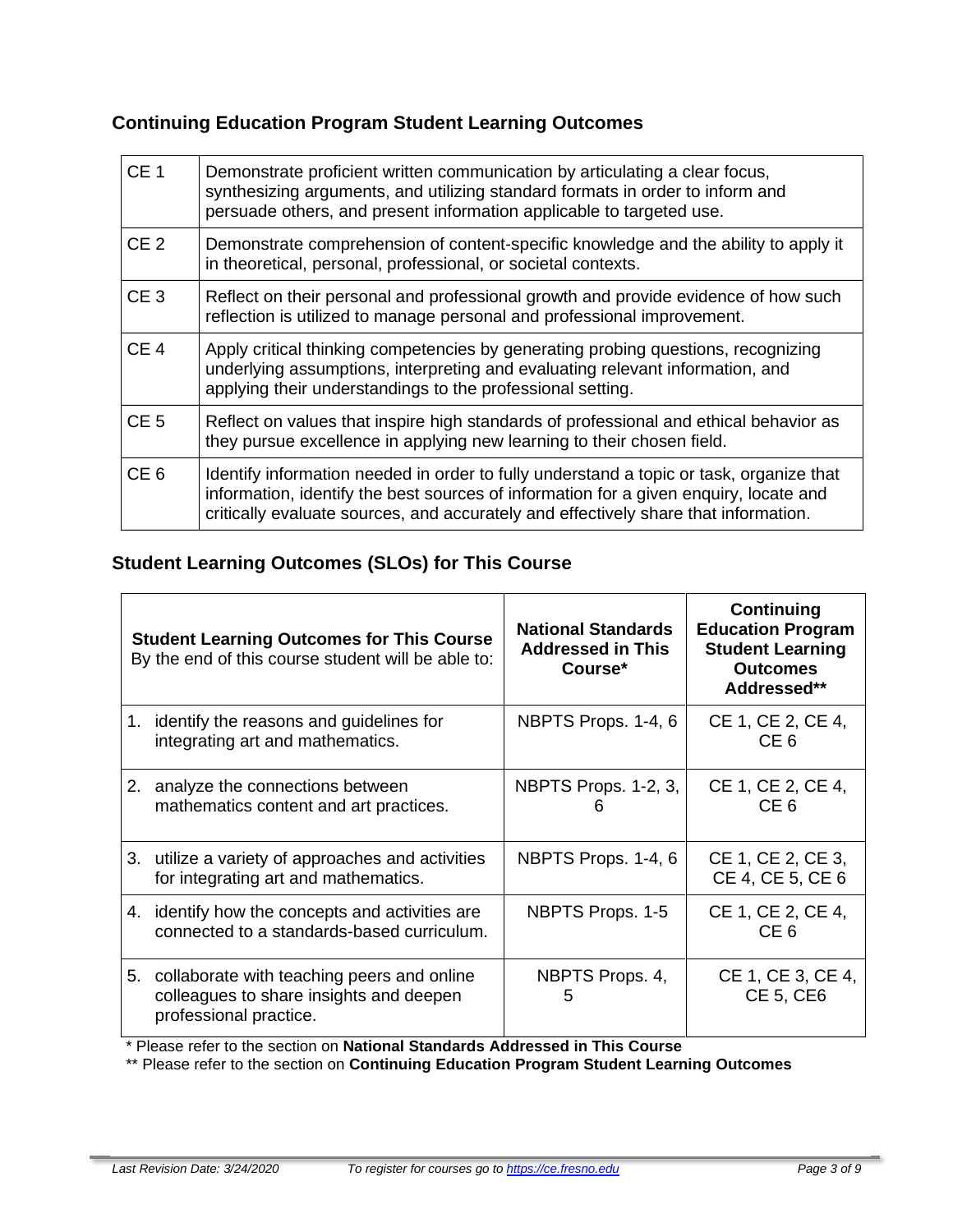## Continuing Education Program Student Learning Outcomes

| | |
|---|---|
| CE 1 | Demonstrate proficient written communication by articulating a clear focus, synthesizing arguments, and utilizing standard formats in order to inform and persuade others, and present information applicable to targeted use. |
| CE 2 | Demonstrate comprehension of content-specific knowledge and the ability to apply it in theoretical, personal, professional, or societal contexts. |
| CE 3 | Reflect on their personal and professional growth and provide evidence of how such reflection is utilized to manage personal and professional improvement. |
| CE 4 | Apply critical thinking competencies by generating probing questions, recognizing underlying assumptions, interpreting and evaluating relevant information, and applying their understandings to the professional setting. |
| CE 5 | Reflect on values that inspire high standards of professional and ethical behavior as they pursue excellence in applying new learning to their chosen field. |
| CE 6 | Identify information needed in order to fully understand a topic or task, organize that information, identify the best sources of information for a given enquiry, locate and critically evaluate sources, and accurately and effectively share that information. |

## Student Learning Outcomes (SLOs) for This Course

| **Student Learning Outcomes for This Course** By the end of this course student will be able to: | **National Standards Addressed in This Course*** | **Continuing Education Program Student Learning Outcomes Addressed**** |
|---|---|---|
| 1. identify the reasons and guidelines for integrating art and mathematics. | NBPTS Props. 1-4, 6 | CE 1, CE 2, CE 4, CE 6 |
| 2. analyze the connections between mathematics content and art practices. | NBPTS Props. 1-2, 3, 6 | CE 1, CE 2, CE 4, CE 6 |
| 3. utilize a variety of approaches and activities for integrating art and mathematics. | NBPTS Props. 1-4, 6 | CE 1, CE 2, CE 3, CE 4, CE 5, CE 6 |
| 4. identify how the concepts and activities are connected to a standards-based curriculum. | NBPTS Props. 1-5 | CE 1, CE 2, CE 4, CE 6 |
| 5. collaborate with teaching peers and online colleagues to share insights and deepen professional practice. | NBPTS Props. 4, 5 | CE 1, CE 3, CE 4, CE 5, CE6 |

\* Please refer to the section on **National Standards Addressed in This Course**

\*\* Please refer to the section on **Continuing Education Program Student Learning Outcomes**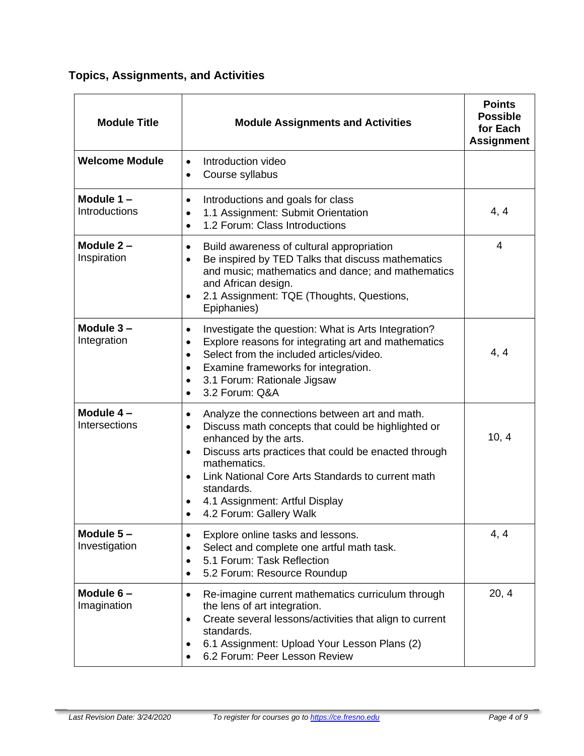## Topics, Assignments, and Activities

| Module Title | Module Assignments and Activities | Points Possible for Each Assignment |
|---|---|---|
| **Welcome Module** | • Introduction video<br>• Course syllabus | |
| **Module 1 –** Introductions | • Introductions and goals for class<br>• 1.1 Assignment: Submit Orientation<br>• 1.2 Forum: Class Introductions | 4, 4 |
| **Module 2 –** Inspiration | • Build awareness of cultural appropriation<br>• Be inspired by TED Talks that discuss mathematics and music; mathematics and dance; and mathematics and African design.<br>• 2.1 Assignment: TQE (Thoughts, Questions, Epiphanies) | 4 |
| **Module 3 –** Integration | • Investigate the question: What is Arts Integration?<br>• Explore reasons for integrating art and mathematics<br>• Select from the included articles/video.<br>• Examine frameworks for integration.<br>• 3.1 Forum: Rationale Jigsaw<br>• 3.2 Forum: Q&A | 4, 4 |
| **Module 4 –** Intersections | • Analyze the connections between art and math.<br>• Discuss math concepts that could be highlighted or enhanced by the arts.<br>• Discuss arts practices that could be enacted through mathematics.<br>• Link National Core Arts Standards to current math standards.<br>• 4.1 Assignment: Artful Display<br>• 4.2 Forum: Gallery Walk | 10, 4 |
| **Module 5 –** Investigation | • Explore online tasks and lessons.<br>• Select and complete one artful math task.<br>• 5.1 Forum: Task Reflection<br>• 5.2 Forum: Resource Roundup | 4, 4 |
| **Module 6 –** Imagination | • Re-imagine current mathematics curriculum through the lens of art integration.<br>• Create several lessons/activities that align to current standards.<br>• 6.1 Assignment: Upload Your Lesson Plans (2)<br>• 6.2 Forum: Peer Lesson Review | 20, 4 |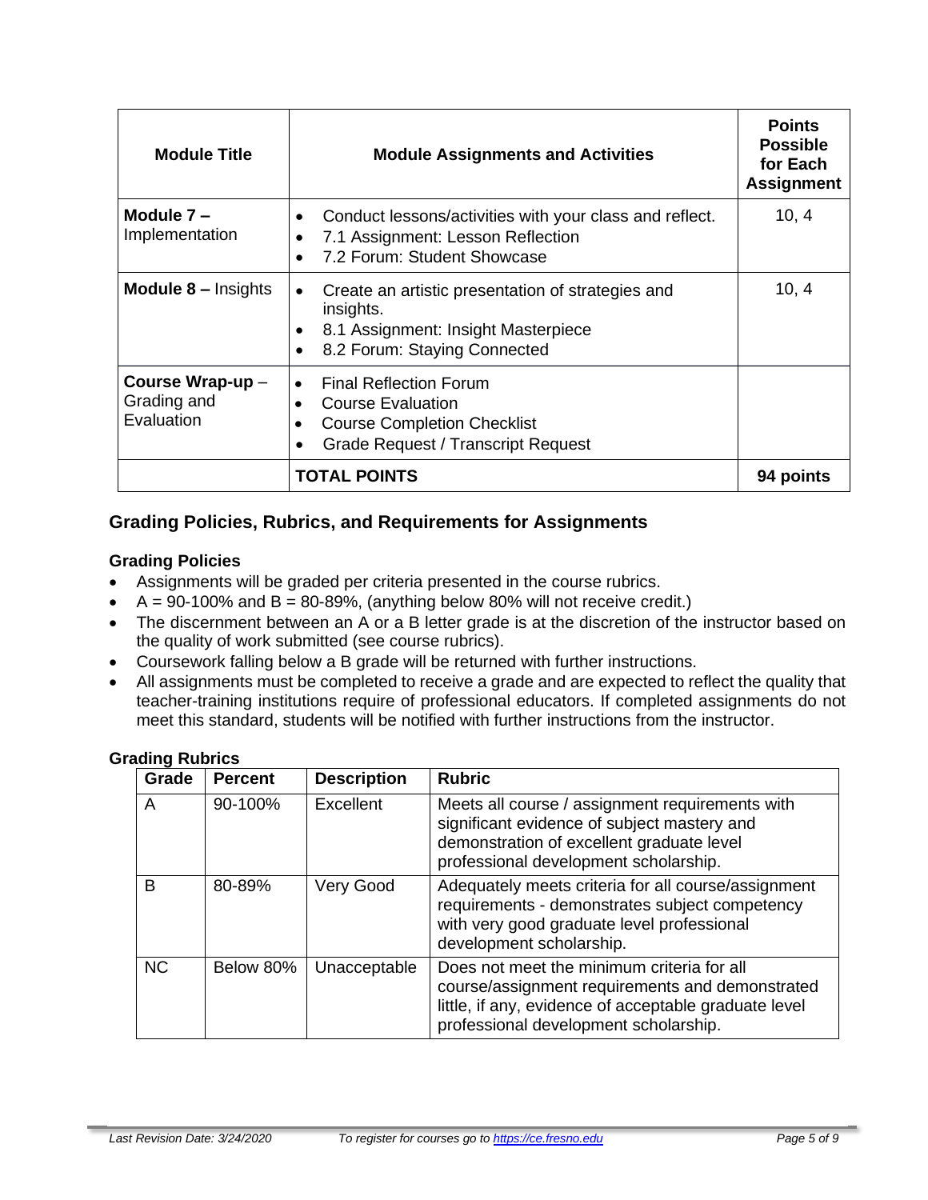| Module Title | Module Assignments and Activities | Points Possible for Each Assignment |
|---|---|---|
| **Module 7 –** Implementation | • Conduct lessons/activities with your class and reflect. • 7.1 Assignment: Lesson Reflection • 7.2 Forum: Student Showcase | 10, 4 |
| **Module 8 –** Insights | • Create an artistic presentation of strategies and insights. • 8.1 Assignment: Insight Masterpiece • 8.2 Forum: Staying Connected | 10, 4 |
| **Course Wrap-up** – Grading and Evaluation | • Final Reflection Forum • Course Evaluation • Course Completion Checklist • Grade Request / Transcript Request | |
| | **TOTAL POINTS** | **94 points** |

## Grading Policies, Rubrics, and Requirements for Assignments

### Grading Policies

- Assignments will be graded per criteria presented in the course rubrics.
- A = 90-100% and B = 80-89%, (anything below 80% will not receive credit.)
- The discernment between an A or a B letter grade is at the discretion of the instructor based on the quality of work submitted (see course rubrics).
- Coursework falling below a B grade will be returned with further instructions.
- All assignments must be completed to receive a grade and are expected to reflect the quality that teacher-training institutions require of professional educators. If completed assignments do not meet this standard, students will be notified with further instructions from the instructor.

### Grading Rubrics

| Grade | Percent | Description | Rubric |
|---|---|---|---|
| A | 90-100% | Excellent | Meets all course / assignment requirements with significant evidence of subject mastery and demonstration of excellent graduate level professional development scholarship. |
| B | 80-89% | Very Good | Adequately meets criteria for all course/assignment requirements - demonstrates subject competency with very good graduate level professional development scholarship. |
| NC | Below 80% | Unacceptable | Does not meet the minimum criteria for all course/assignment requirements and demonstrated little, if any, evidence of acceptable graduate level professional development scholarship. |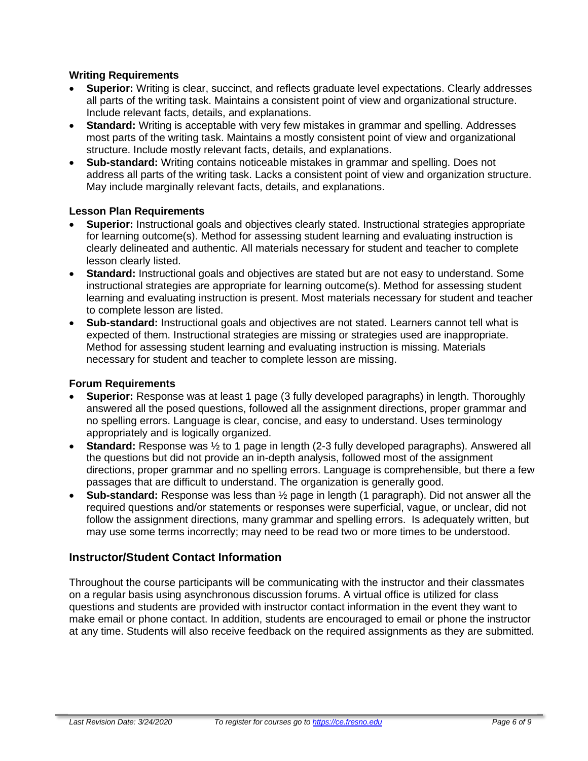### Writing Requirements

- **Superior:** Writing is clear, succinct, and reflects graduate level expectations. Clearly addresses all parts of the writing task. Maintains a consistent point of view and organizational structure. Include relevant facts, details, and explanations.
- **Standard:** Writing is acceptable with very few mistakes in grammar and spelling. Addresses most parts of the writing task. Maintains a mostly consistent point of view and organizational structure. Include mostly relevant facts, details, and explanations.
- **Sub-standard:** Writing contains noticeable mistakes in grammar and spelling. Does not address all parts of the writing task. Lacks a consistent point of view and organization structure. May include marginally relevant facts, details, and explanations.

### Lesson Plan Requirements

- **Superior:** Instructional goals and objectives clearly stated. Instructional strategies appropriate for learning outcome(s). Method for assessing student learning and evaluating instruction is clearly delineated and authentic. All materials necessary for student and teacher to complete lesson clearly listed.
- **Standard:** Instructional goals and objectives are stated but are not easy to understand. Some instructional strategies are appropriate for learning outcome(s). Method for assessing student learning and evaluating instruction is present. Most materials necessary for student and teacher to complete lesson are listed.
- **Sub-standard:** Instructional goals and objectives are not stated. Learners cannot tell what is expected of them. Instructional strategies are missing or strategies used are inappropriate. Method for assessing student learning and evaluating instruction is missing. Materials necessary for student and teacher to complete lesson are missing.

### Forum Requirements

- **Superior:** Response was at least 1 page (3 fully developed paragraphs) in length. Thoroughly answered all the posed questions, followed all the assignment directions, proper grammar and no spelling errors. Language is clear, concise, and easy to understand. Uses terminology appropriately and is logically organized.
- **Standard:** Response was ½ to 1 page in length (2-3 fully developed paragraphs). Answered all the questions but did not provide an in-depth analysis, followed most of the assignment directions, proper grammar and no spelling errors. Language is comprehensible, but there a few passages that are difficult to understand. The organization is generally good.
- **Sub-standard:** Response was less than ½ page in length (1 paragraph). Did not answer all the required questions and/or statements or responses were superficial, vague, or unclear, did not follow the assignment directions, many grammar and spelling errors. Is adequately written, but may use some terms incorrectly; may need to be read two or more times to be understood.

## Instructor/Student Contact Information

Throughout the course participants will be communicating with the instructor and their classmates on a regular basis using asynchronous discussion forums. A virtual office is utilized for class questions and students are provided with instructor contact information in the event they want to make email or phone contact. In addition, students are encouraged to email or phone the instructor at any time. Students will also receive feedback on the required assignments as they are submitted.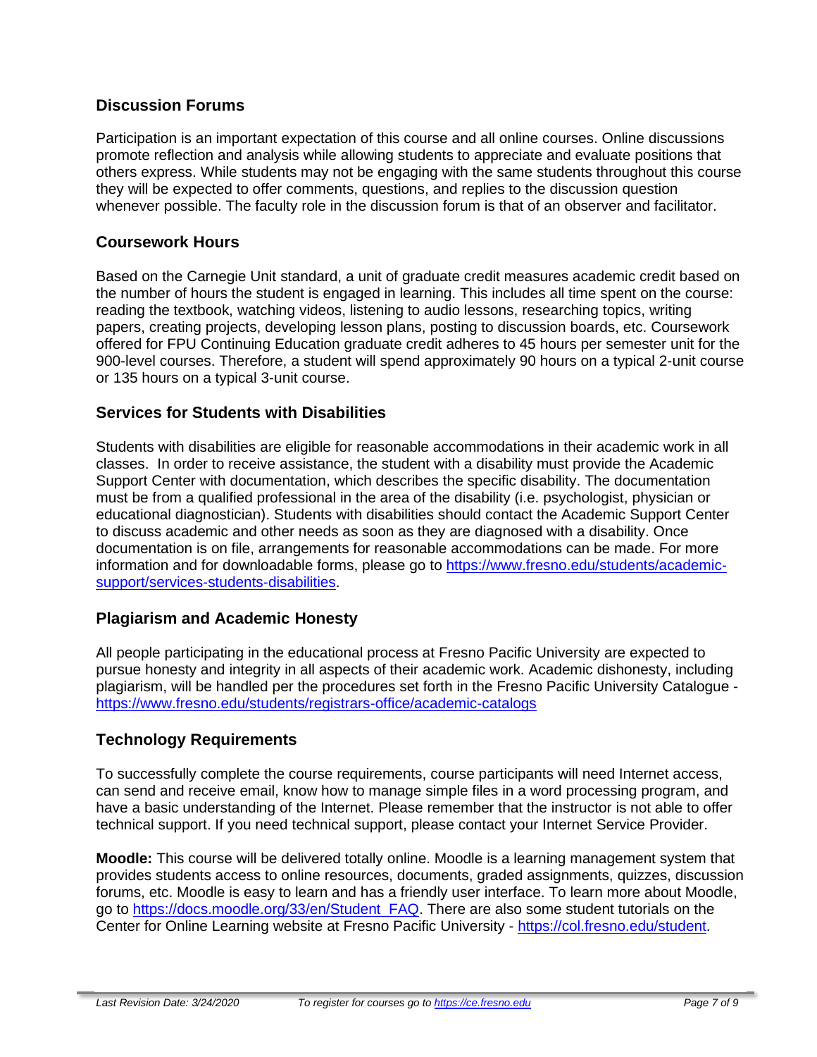## Discussion Forums

Participation is an important expectation of this course and all online courses. Online discussions promote reflection and analysis while allowing students to appreciate and evaluate positions that others express. While students may not be engaging with the same students throughout this course they will be expected to offer comments, questions, and replies to the discussion question whenever possible. The faculty role in the discussion forum is that of an observer and facilitator.

## Coursework Hours

Based on the Carnegie Unit standard, a unit of graduate credit measures academic credit based on the number of hours the student is engaged in learning. This includes all time spent on the course: reading the textbook, watching videos, listening to audio lessons, researching topics, writing papers, creating projects, developing lesson plans, posting to discussion boards, etc. Coursework offered for FPU Continuing Education graduate credit adheres to 45 hours per semester unit for the 900-level courses. Therefore, a student will spend approximately 90 hours on a typical 2-unit course or 135 hours on a typical 3-unit course.

## Services for Students with Disabilities

Students with disabilities are eligible for reasonable accommodations in their academic work in all classes. In order to receive assistance, the student with a disability must provide the Academic Support Center with documentation, which describes the specific disability. The documentation must be from a qualified professional in the area of the disability (i.e. psychologist, physician or educational diagnostician). Students with disabilities should contact the Academic Support Center to discuss academic and other needs as soon as they are diagnosed with a disability. Once documentation is on file, arrangements for reasonable accommodations can be made. For more information and for downloadable forms, please go to [https://www.fresno.edu/students/academic-support/services-students-disabilities](https://www.fresno.edu/students/academic-support/services-students-disabilities).

## Plagiarism and Academic Honesty

All people participating in the educational process at Fresno Pacific University are expected to pursue honesty and integrity in all aspects of their academic work. Academic dishonesty, including plagiarism, will be handled per the procedures set forth in the Fresno Pacific University Catalogue - [https://www.fresno.edu/students/registrars-office/academic-catalogs](https://www.fresno.edu/students/registrars-office/academic-catalogs)

## Technology Requirements

To successfully complete the course requirements, course participants will need Internet access, can send and receive email, know how to manage simple files in a word processing program, and have a basic understanding of the Internet. Please remember that the instructor is not able to offer technical support. If you need technical support, please contact your Internet Service Provider.

**Moodle:** This course will be delivered totally online. Moodle is a learning management system that provides students access to online resources, documents, graded assignments, quizzes, discussion forums, etc. Moodle is easy to learn and has a friendly user interface. To learn more about Moodle, go to [https://docs.moodle.org/33/en/Student_FAQ](https://docs.moodle.org/33/en/Student_FAQ). There are also some student tutorials on the Center for Online Learning website at Fresno Pacific University - [https://col.fresno.edu/student](https://col.fresno.edu/student).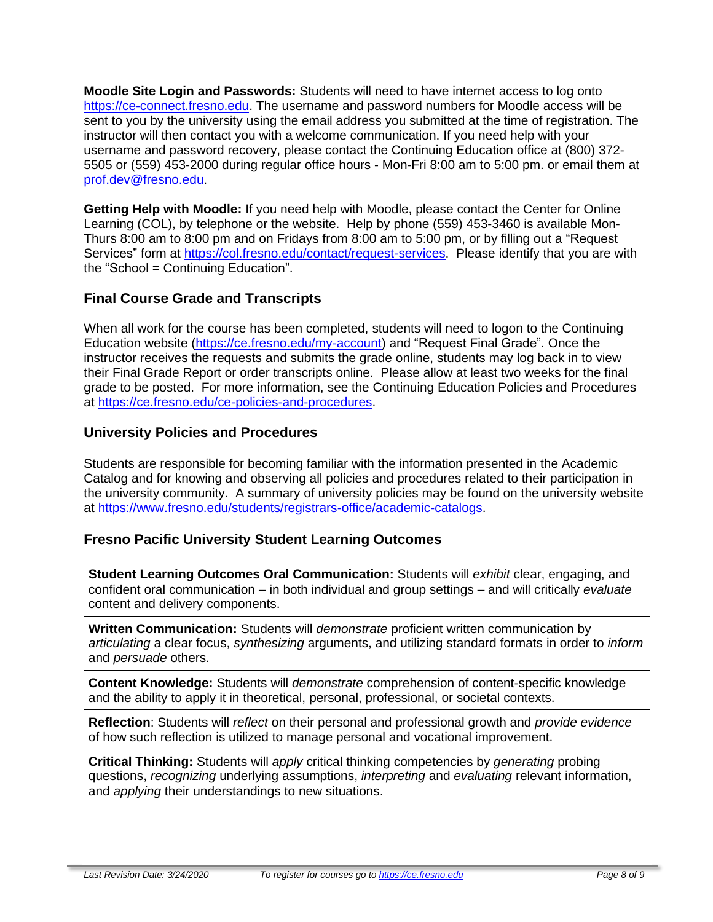**Moodle Site Login and Passwords:** Students will need to have internet access to log onto https://ce-connect.fresno.edu. The username and password numbers for Moodle access will be sent to you by the university using the email address you submitted at the time of registration. The instructor will then contact you with a welcome communication. If you need help with your username and password recovery, please contact the Continuing Education office at (800) 372-5505 or (559) 453-2000 during regular office hours - Mon-Fri 8:00 am to 5:00 pm. or email them at prof.dev@fresno.edu.

**Getting Help with Moodle:** If you need help with Moodle, please contact the Center for Online Learning (COL), by telephone or the website. Help by phone (559) 453-3460 is available Mon-Thurs 8:00 am to 8:00 pm and on Fridays from 8:00 am to 5:00 pm, or by filling out a "Request Services" form at https://col.fresno.edu/contact/request-services. Please identify that you are with the "School = Continuing Education".

## Final Course Grade and Transcripts

When all work for the course has been completed, students will need to logon to the Continuing Education website (https://ce.fresno.edu/my-account) and "Request Final Grade". Once the instructor receives the requests and submits the grade online, students may log back in to view their Final Grade Report or order transcripts online. Please allow at least two weeks for the final grade to be posted. For more information, see the Continuing Education Policies and Procedures at https://ce.fresno.edu/ce-policies-and-procedures.

## University Policies and Procedures

Students are responsible for becoming familiar with the information presented in the Academic Catalog and for knowing and observing all policies and procedures related to their participation in the university community. A summary of university policies may be found on the university website at https://www.fresno.edu/students/registrars-office/academic-catalogs.

## Fresno Pacific University Student Learning Outcomes

| |
|---|
| **Student Learning Outcomes Oral Communication:** Students will *exhibit* clear, engaging, and confident oral communication – in both individual and group settings – and will critically *evaluate* content and delivery components. |
| **Written Communication:** Students will *demonstrate* proficient written communication by *articulating* a clear focus, *synthesizing* arguments, and utilizing standard formats in order to *inform* and *persuade* others. |
| **Content Knowledge:** Students will *demonstrate* comprehension of content-specific knowledge and the ability to apply it in theoretical, personal, professional, or societal contexts. |
| **Reflection**: Students will *reflect* on their personal and professional growth and *provide evidence* of how such reflection is utilized to manage personal and vocational improvement. |
| **Critical Thinking:** Students will *apply* critical thinking competencies by *generating* probing questions, *recognizing* underlying assumptions, *interpreting* and *evaluating* relevant information, and *applying* their understandings to new situations. |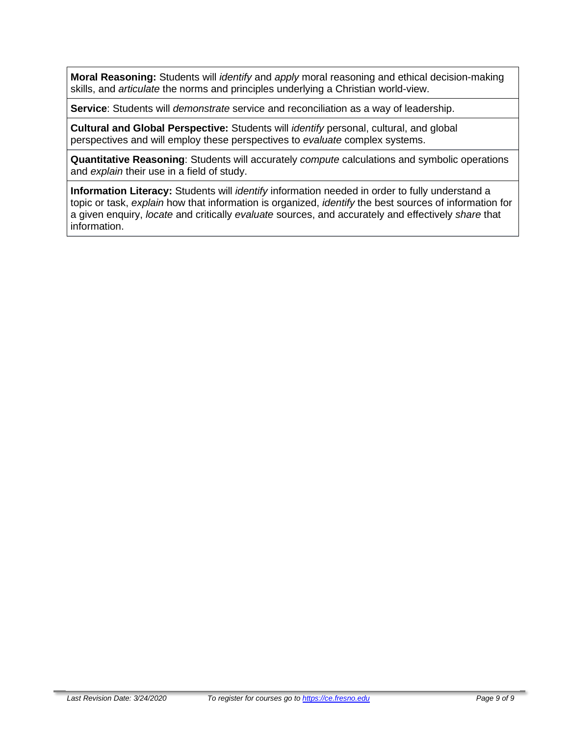| |
|---|
| **Moral Reasoning:** Students will *identify* and *apply* moral reasoning and ethical decision-making skills, and *articulate* the norms and principles underlying a Christian world-view. |
| **Service**: Students will *demonstrate* service and reconciliation as a way of leadership. |
| **Cultural and Global Perspective:** Students will *identify* personal, cultural, and global perspectives and will employ these perspectives to *evaluate* complex systems. |
| **Quantitative Reasoning**: Students will accurately *compute* calculations and symbolic operations and *explain* their use in a field of study. |
| **Information Literacy:** Students will *identify* information needed in order to fully understand a topic or task, *explain* how that information is organized, *identify* the best sources of information for a given enquiry, *locate* and critically *evaluate* sources, and accurately and effectively *share* that information. |